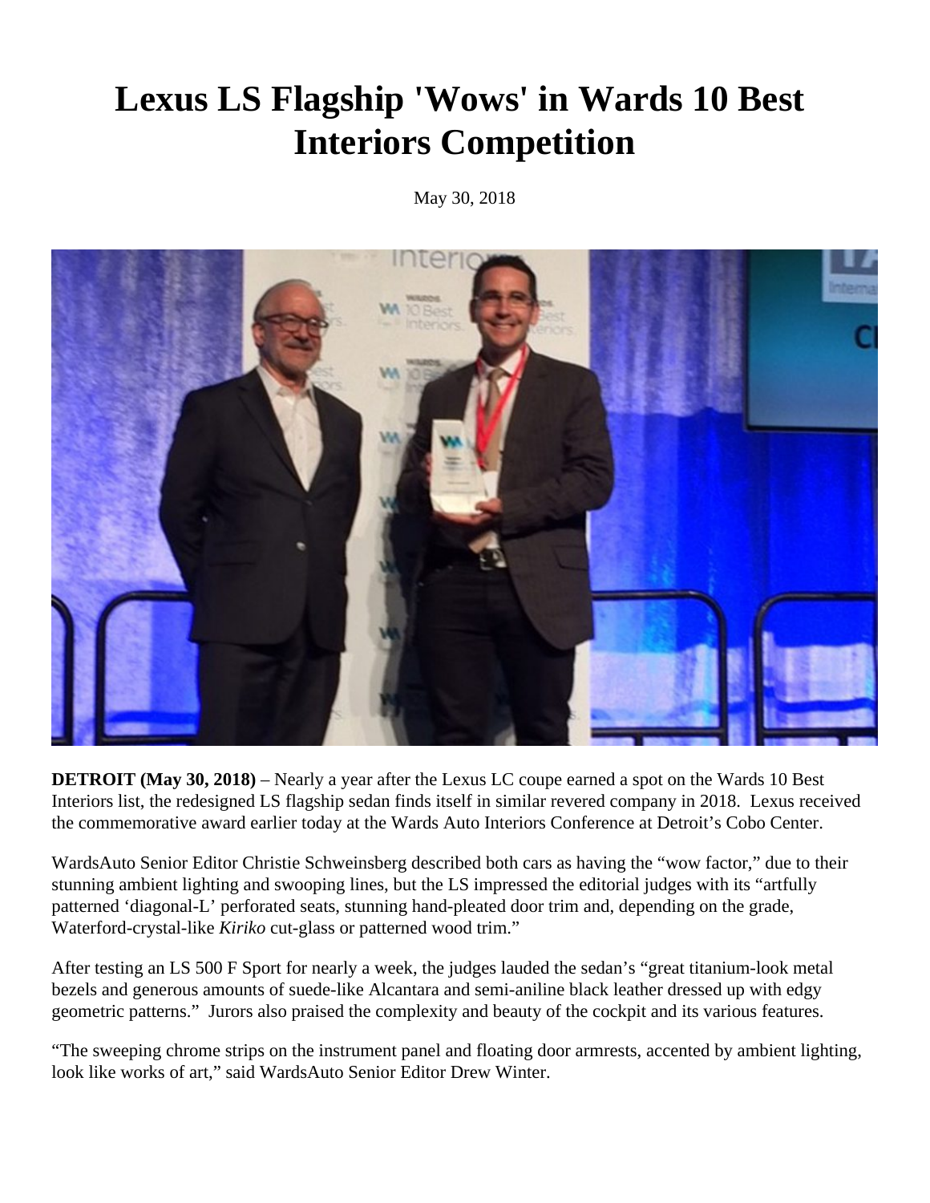# Lexus LS Flagship 'Wows' in Wards 10 Best Interiors Competition

May 30, 2018

**DETROIT (May 30, 2018)** – Nearly a year after the Lexus LC coupe earned a spot on the Wards 10 Best Interiors list, the redesigned LS flagship sedan finds itself in similar revered company in 2018. Lexus received the commemorative award earlier today at the Wards Auto Interiors Conference at Detroit's Cobo Center.

WardsAuto Senior Editor Christie Schweinsberg described both cars as having the "wow factor," due to their stunning ambient lighting and swooping lines, but the LS impressed the editorial judges with its "artfully patterned 'diagonal-L' perforated seats, stunning hand-pleated door trim and, depending on the grade, Waterford-crystal-like *Kiriko* cut-glass or patterned wood trim."

After testing an LS 500 F Sport for nearly a week, the judges lauded the sedan's "great titanium-look metal bezels and generous amounts of suede-like Alcantara and semi-aniline black leather dressed up with edgy geometric patterns." Jurors also praised the complexity and beauty of the cockpit and its various features.

"The sweeping chrome strips on the instrument panel and floating door armrests, accented by ambient lighting, look like works of art," said WardsAuto Senior Editor Drew Winter.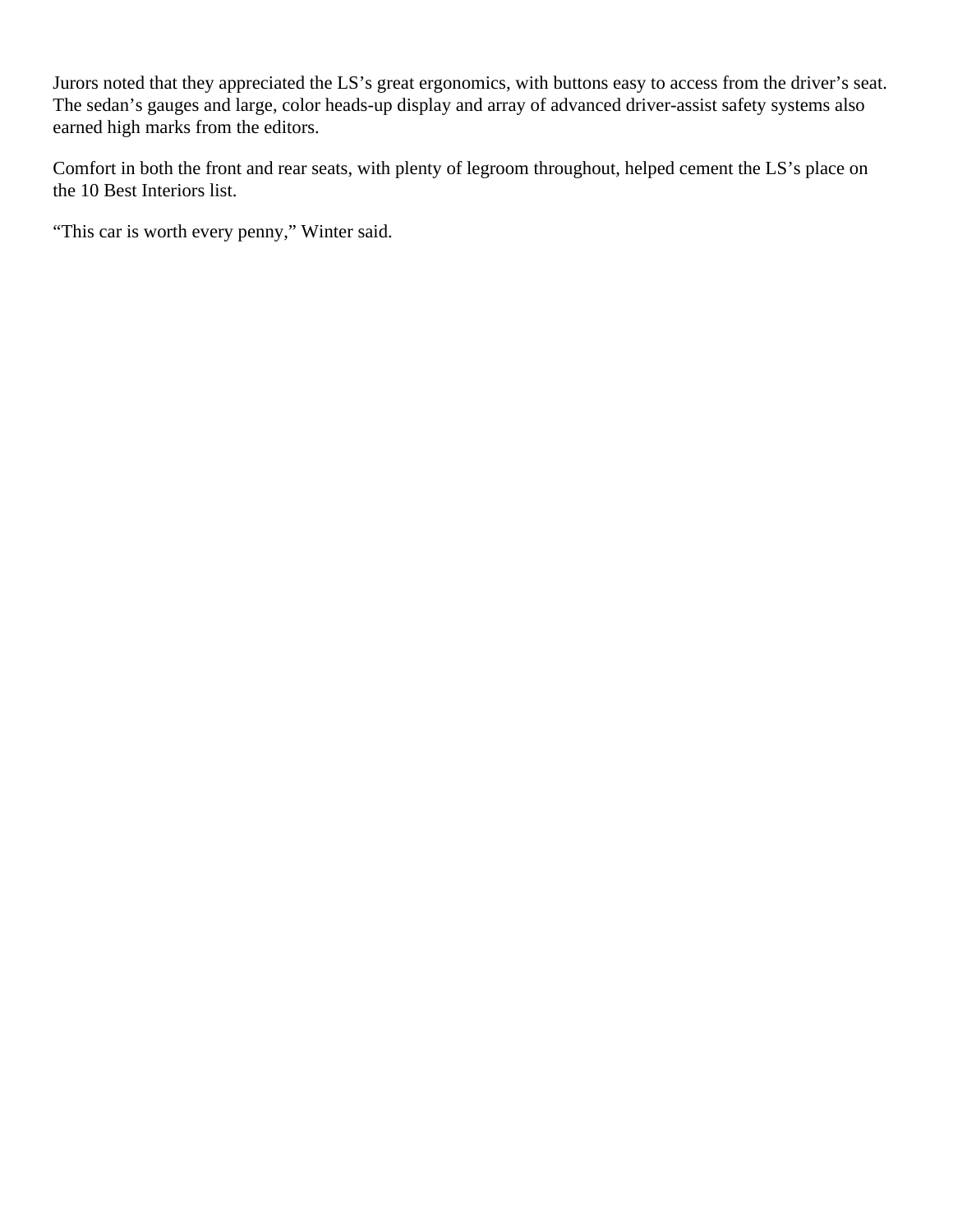Jurors noted that they appreciated the LS’s great ergonomics, with buttons easy to access from the driver’s seat. The sedan’s gauges and large, color heads-up display and array of advanced driver-assist safety systems also earned high marks from the editors.

Comfort in both the front and rear seats, with plenty of legroom throughout, helped cement the LS’s place on the 10 Best Interiors list.

“This car is worth every penny,” Winter said.